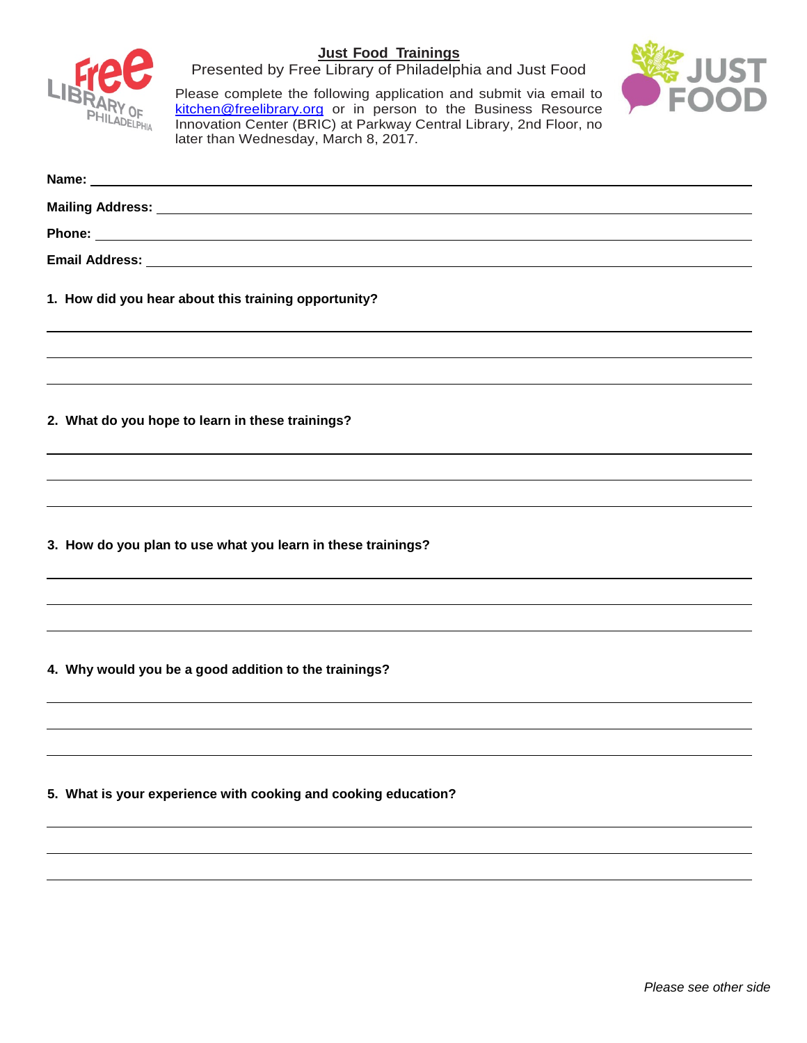# **Just Food Trainings**

Presented by Free Library of Philadelphia and Just Food

Please complete the following application and submit via email to kitchen@freelibrary.org or in person to the Business Resource Innovation Center (BRIC) at Parkway Central Library, 2nd Floor, no later than Wednesday, March 8, 2017.

**Name:** ______________________________________________

**Mailing Address:** ______________________________________________

**Phone:** ______________________________________________

**Email Address:** ______________________________________________

**1. How did you hear about this training opportunity?**

______________________________________________

______________________________________________

______________________________________________

**2. What do you hope to learn in these trainings?**

______________________________________________

______________________________________________

______________________________________________

**3. How do you plan to use what you learn in these trainings?**

______________________________________________

______________________________________________

______________________________________________

**4. Why would you be a good addition to the trainings?**

______________________________________________

______________________________________________

______________________________________________

**5. What is your experience with cooking and cooking education?**

______________________________________________

______________________________________________

______________________________________________

*Please see other side*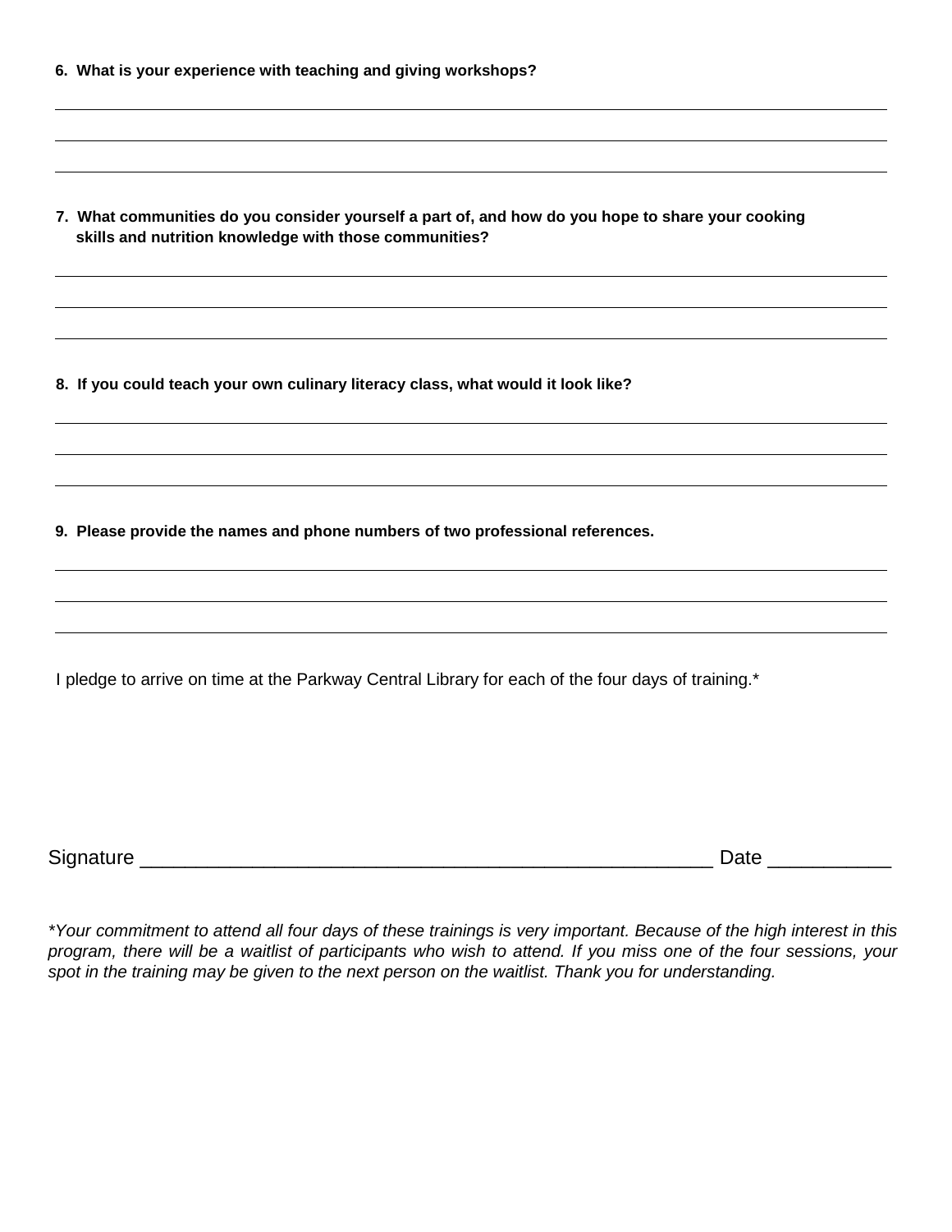**6. What is your experience with teaching and giving workshops?**

\_\_\_\_\_\_\_\_\_\_\_\_\_\_\_\_\_\_\_\_\_\_\_\_\_\_\_\_\_\_\_\_\_\_\_\_\_\_\_\_\_\_\_\_\_\_\_\_\_\_\_\_\_\_\_\_\_\_\_\_\_\_\_\_\_\_\_\_\_\_\_\_\_\_\_\_\_\_

\_\_\_\_\_\_\_\_\_\_\_\_\_\_\_\_\_\_\_\_\_\_\_\_\_\_\_\_\_\_\_\_\_\_\_\_\_\_\_\_\_\_\_\_\_\_\_\_\_\_\_\_\_\_\_\_\_\_\_\_\_\_\_\_\_\_\_\_\_\_\_\_\_\_\_\_\_\_

\_\_\_\_\_\_\_\_\_\_\_\_\_\_\_\_\_\_\_\_\_\_\_\_\_\_\_\_\_\_\_\_\_\_\_\_\_\_\_\_\_\_\_\_\_\_\_\_\_\_\_\_\_\_\_\_\_\_\_\_\_\_\_\_\_\_\_\_\_\_\_\_\_\_\_\_\_\_

**7. What communities do you consider yourself a part of, and how do you hope to share your cooking skills and nutrition knowledge with those communities?**

\_\_\_\_\_\_\_\_\_\_\_\_\_\_\_\_\_\_\_\_\_\_\_\_\_\_\_\_\_\_\_\_\_\_\_\_\_\_\_\_\_\_\_\_\_\_\_\_\_\_\_\_\_\_\_\_\_\_\_\_\_\_\_\_\_\_\_\_\_\_\_\_\_\_\_\_\_\_

\_\_\_\_\_\_\_\_\_\_\_\_\_\_\_\_\_\_\_\_\_\_\_\_\_\_\_\_\_\_\_\_\_\_\_\_\_\_\_\_\_\_\_\_\_\_\_\_\_\_\_\_\_\_\_\_\_\_\_\_\_\_\_\_\_\_\_\_\_\_\_\_\_\_\_\_\_\_

\_\_\_\_\_\_\_\_\_\_\_\_\_\_\_\_\_\_\_\_\_\_\_\_\_\_\_\_\_\_\_\_\_\_\_\_\_\_\_\_\_\_\_\_\_\_\_\_\_\_\_\_\_\_\_\_\_\_\_\_\_\_\_\_\_\_\_\_\_\_\_\_\_\_\_\_\_\_

**8. If you could teach your own culinary literacy class, what would it look like?**

\_\_\_\_\_\_\_\_\_\_\_\_\_\_\_\_\_\_\_\_\_\_\_\_\_\_\_\_\_\_\_\_\_\_\_\_\_\_\_\_\_\_\_\_\_\_\_\_\_\_\_\_\_\_\_\_\_\_\_\_\_\_\_\_\_\_\_\_\_\_\_\_\_\_\_\_\_\_

\_\_\_\_\_\_\_\_\_\_\_\_\_\_\_\_\_\_\_\_\_\_\_\_\_\_\_\_\_\_\_\_\_\_\_\_\_\_\_\_\_\_\_\_\_\_\_\_\_\_\_\_\_\_\_\_\_\_\_\_\_\_\_\_\_\_\_\_\_\_\_\_\_\_\_\_\_\_

\_\_\_\_\_\_\_\_\_\_\_\_\_\_\_\_\_\_\_\_\_\_\_\_\_\_\_\_\_\_\_\_\_\_\_\_\_\_\_\_\_\_\_\_\_\_\_\_\_\_\_\_\_\_\_\_\_\_\_\_\_\_\_\_\_\_\_\_\_\_\_\_\_\_\_\_\_\_

**9. Please provide the names and phone numbers of two professional references.**

\_\_\_\_\_\_\_\_\_\_\_\_\_\_\_\_\_\_\_\_\_\_\_\_\_\_\_\_\_\_\_\_\_\_\_\_\_\_\_\_\_\_\_\_\_\_\_\_\_\_\_\_\_\_\_\_\_\_\_\_\_\_\_\_\_\_\_\_\_\_\_\_\_\_\_\_\_\_

\_\_\_\_\_\_\_\_\_\_\_\_\_\_\_\_\_\_\_\_\_\_\_\_\_\_\_\_\_\_\_\_\_\_\_\_\_\_\_\_\_\_\_\_\_\_\_\_\_\_\_\_\_\_\_\_\_\_\_\_\_\_\_\_\_\_\_\_\_\_\_\_\_\_\_\_\_\_

\_\_\_\_\_\_\_\_\_\_\_\_\_\_\_\_\_\_\_\_\_\_\_\_\_\_\_\_\_\_\_\_\_\_\_\_\_\_\_\_\_\_\_\_\_\_\_\_\_\_\_\_\_\_\_\_\_\_\_\_\_\_\_\_\_\_\_\_\_\_\_\_\_\_\_\_\_\_

I pledge to arrive on time at the Parkway Central Library for each of the four days of training.*

Signature \_\_\_\_\_\_\_\_\_\_\_\_\_\_\_\_\_\_\_\_\_\_\_\_\_\_\_\_\_\_\_\_\_\_\_\_\_\_\_\_\_\_\_\_\_\_\_\_\_\_\_\_ Date \_\_\_\_\_\_\_\_\_\_\_

*\*Your commitment to attend all four days of these trainings is very important. Because of the high interest in this program, there will be a waitlist of participants who wish to attend. If you miss one of the four sessions, your spot in the training may be given to the next person on the waitlist. Thank you for understanding.*